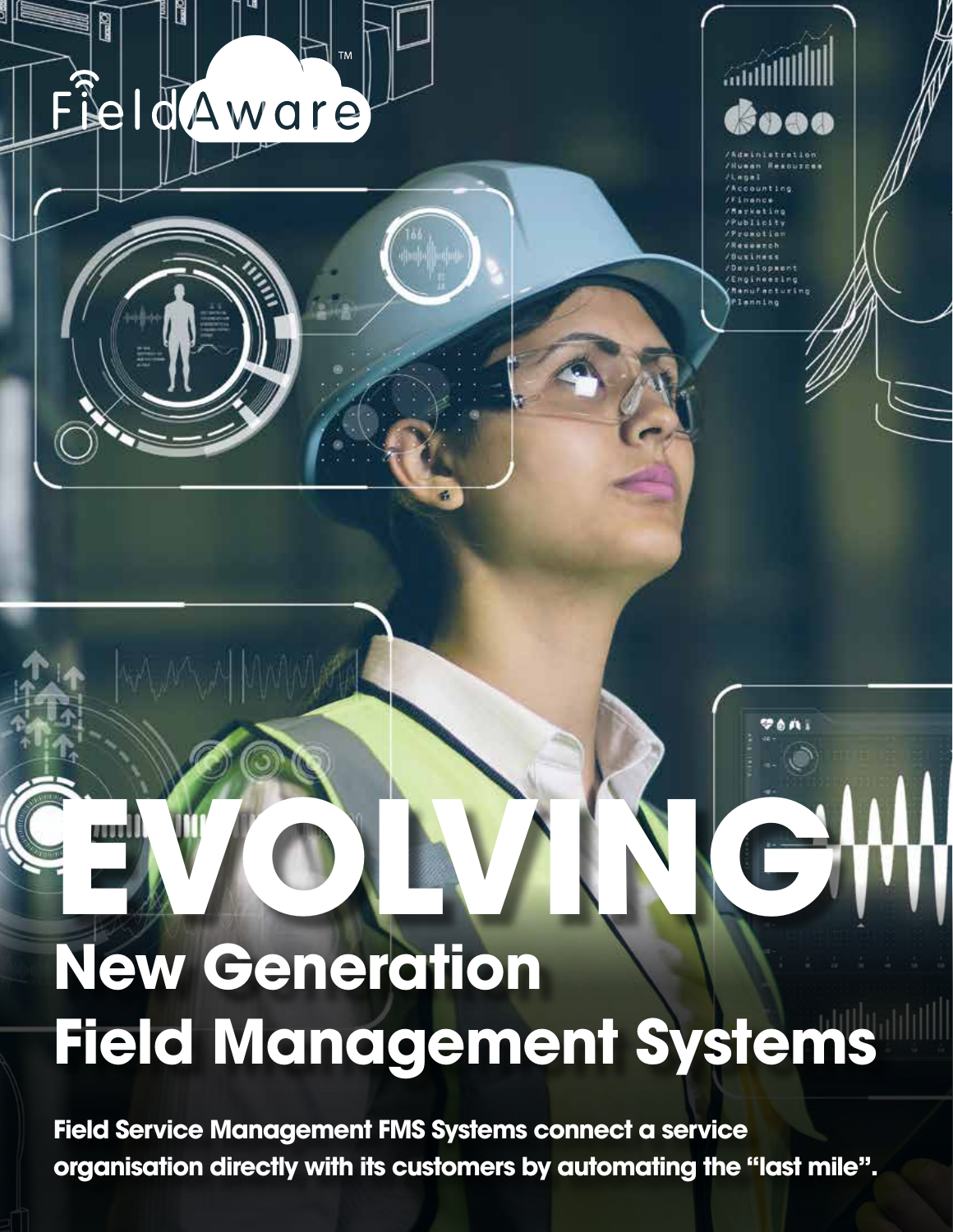FieldAware™

# EVOLVING

## New Generation Field Management Systems

**Field Service Management FMS Systems connect a service organisation directly with its customers by automating the "last mile".**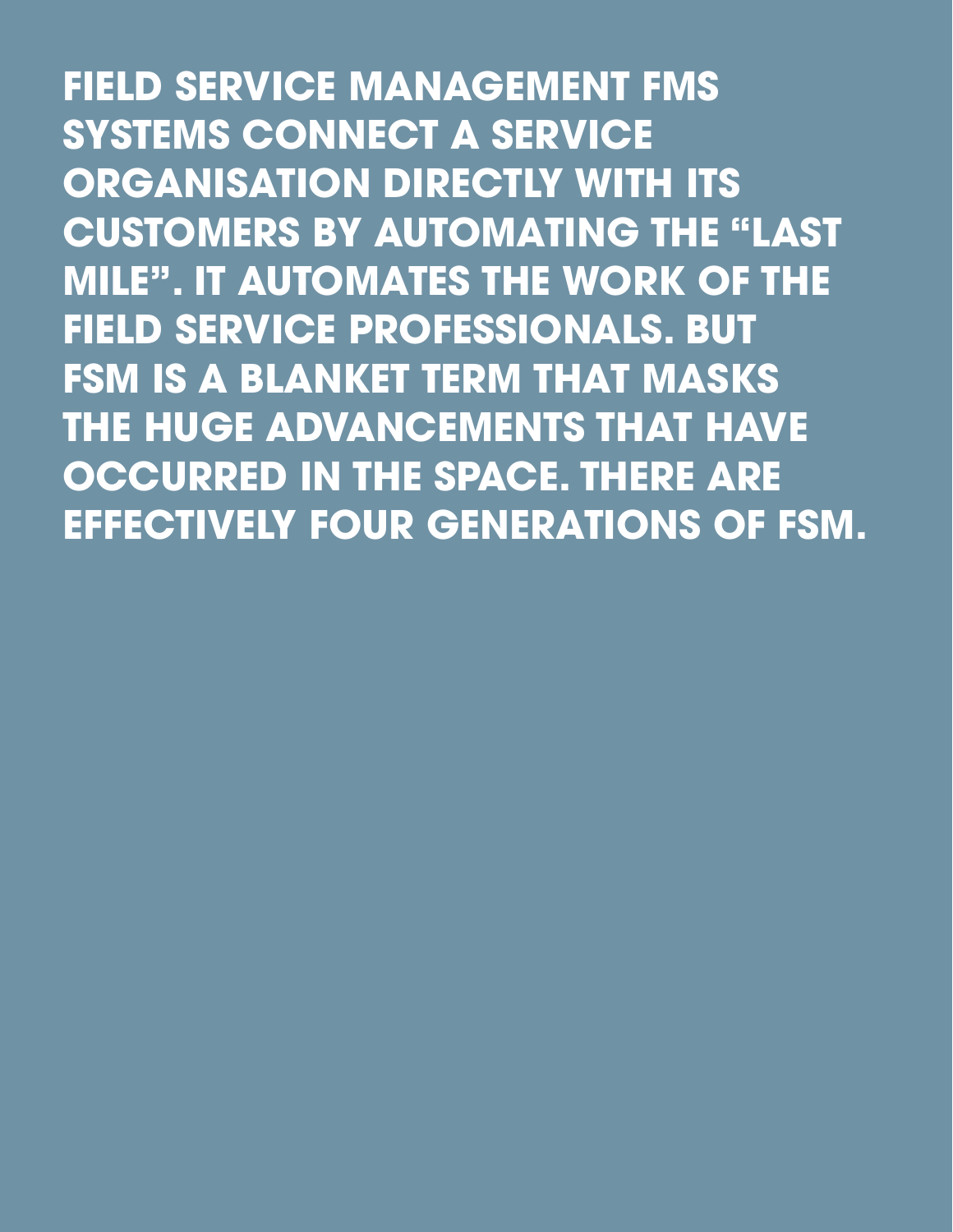**FIELD SERVICE MANAGEMENT FMS SYSTEMS CONNECT A SERVICE ORGANISATION DIRECTLY WITH ITS CUSTOMERS BY AUTOMATING THE "LAST MILE". IT AUTOMATES THE WORK OF THE FIELD SERVICE PROFESSIONALS. BUT FSM IS A BLANKET TERM THAT MASKS THE HUGE ADVANCEMENTS THAT HAVE OCCURRED IN THE SPACE. THERE ARE EFFECTIVELY FOUR GENERATIONS OF FSM.**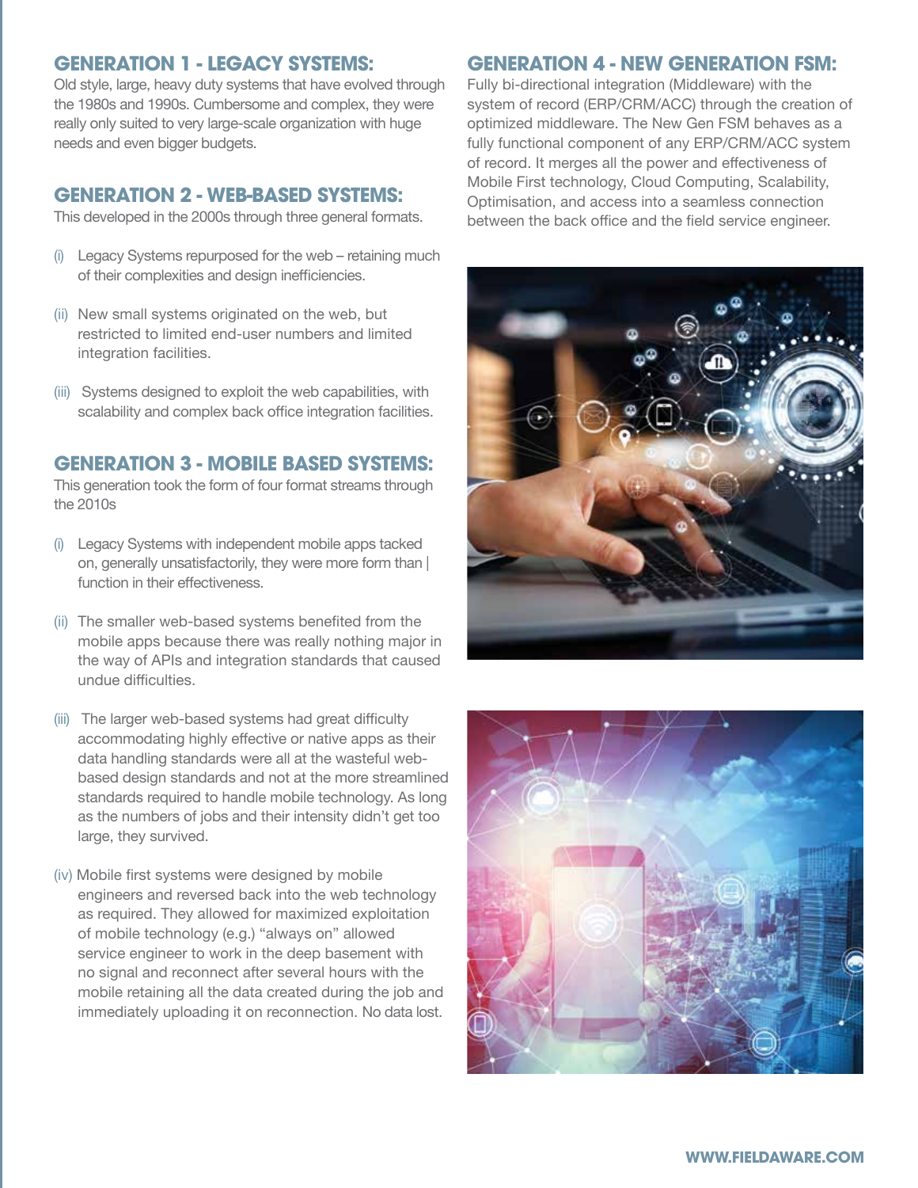## GENERATION 1 - LEGACY SYSTEMS:

Old style, large, heavy duty systems that have evolved through the 1980s and 1990s. Cumbersome and complex, they were really only suited to very large-scale organization with huge needs and even bigger budgets.

## GENERATION 2 - WEB-BASED SYSTEMS:

This developed in the 2000s through three general formats.

(i) Legacy Systems repurposed for the web – retaining much of their complexities and design inefficiencies.

(ii) New small systems originated on the web, but restricted to limited end-user numbers and limited integration facilities.

(iii) Systems designed to exploit the web capabilities, with scalability and complex back office integration facilities.

## GENERATION 3 - MOBILE BASED SYSTEMS:

This generation took the form of four format streams through the 2010s

(i) Legacy Systems with independent mobile apps tacked on, generally unsatisfactorily, they were more form than | function in their effectiveness.

(ii) The smaller web-based systems benefited from the mobile apps because there was really nothing major in the way of APIs and integration standards that caused undue difficulties.

(iii) The larger web-based systems had great difficulty accommodating highly effective or native apps as their data handling standards were all at the wasteful web-based design standards and not at the more streamlined standards required to handle mobile technology. As long as the numbers of jobs and their intensity didn't get too large, they survived.

(iv) Mobile first systems were designed by mobile engineers and reversed back into the web technology as required. They allowed for maximized exploitation of mobile technology (e.g.) "always on" allowed service engineer to work in the deep basement with no signal and reconnect after several hours with the mobile retaining all the data created during the job and immediately uploading it on reconnection. No data lost.

## GENERATION 4 - NEW GENERATION FSM:

Fully bi-directional integration (Middleware) with the system of record (ERP/CRM/ACC) through the creation of optimized middleware. The New Gen FSM behaves as a fully functional component of any ERP/CRM/ACC system of record. It merges all the power and effectiveness of Mobile First technology, Cloud Computing, Scalability, Optimisation, and access into a seamless connection between the back office and the field service engineer.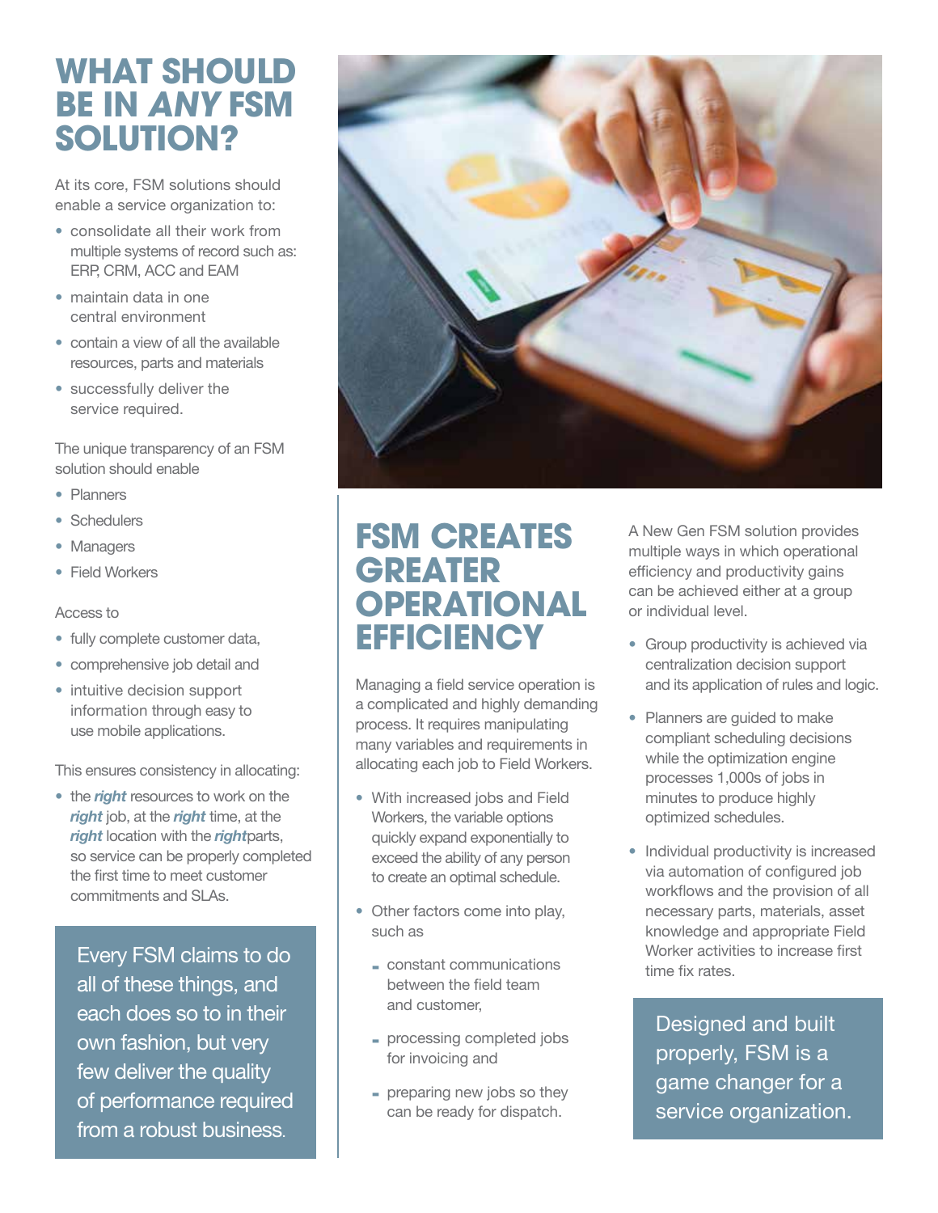# WHAT SHOULD BE IN *ANY* FSM SOLUTION?

At its core, FSM solutions should enable a service organization to:

- consolidate all their work from multiple systems of record such as: ERP, CRM, ACC and EAM
- maintain data in one central environment
- contain a view of all the available resources, parts and materials
- successfully deliver the service required.

The unique transparency of an FSM solution should enable

- Planners
- Schedulers
- Managers
- Field Workers

Access to

- fully complete customer data,
- comprehensive job detail and
- intuitive decision support information through easy to use mobile applications.

This ensures consistency in allocating:

- the ***right*** resources to work on the ***right*** job, at the ***right*** time, at the ***right*** location with the ***right***parts, so service can be properly completed the first time to meet customer commitments and SLAs.

Every FSM claims to do all of these things, and each does so to in their own fashion, but very few deliver the quality of performance required from a robust business.

# FSM CREATES GREATER OPERATIONAL EFFICIENCY

Managing a field service operation is a complicated and highly demanding process. It requires manipulating many variables and requirements in allocating each job to Field Workers.

- With increased jobs and Field Workers, the variable options quickly expand exponentially to exceed the ability of any person to create an optimal schedule.
- Other factors come into play, such as
  - constant communications between the field team and customer,
  - processing completed jobs for invoicing and
  - preparing new jobs so they can be ready for dispatch.

A New Gen FSM solution provides multiple ways in which operational efficiency and productivity gains can be achieved either at a group or individual level.

- Group productivity is achieved via centralization decision support and its application of rules and logic.
- Planners are guided to make compliant scheduling decisions while the optimization engine processes 1,000s of jobs in minutes to produce highly optimized schedules.
- Individual productivity is increased via automation of configured job workflows and the provision of all necessary parts, materials, asset knowledge and appropriate Field Worker activities to increase first time fix rates.

Designed and built properly, FSM is a game changer for a service organization.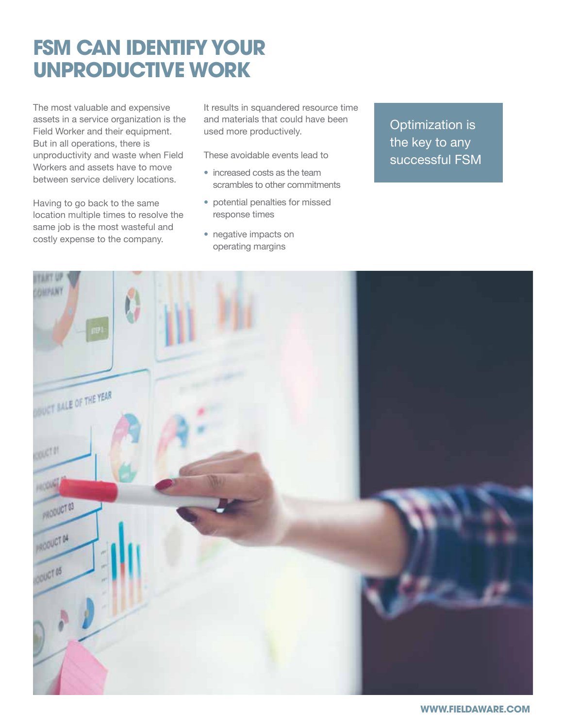# FSM CAN IDENTIFY YOUR UNPRODUCTIVE WORK

The most valuable and expensive assets in a service organization is the Field Worker and their equipment. But in all operations, there is unproductivity and waste when Field Workers and assets have to move between service delivery locations.

Having to go back to the same location multiple times to resolve the same job is the most wasteful and costly expense to the company.

It results in squandered resource time and materials that could have been used more productively.

These avoidable events lead to

- increased costs as the team scrambles to other commitments
- potential penalties for missed response times
- negative impacts on operating margins

Optimization is the key to any successful FSM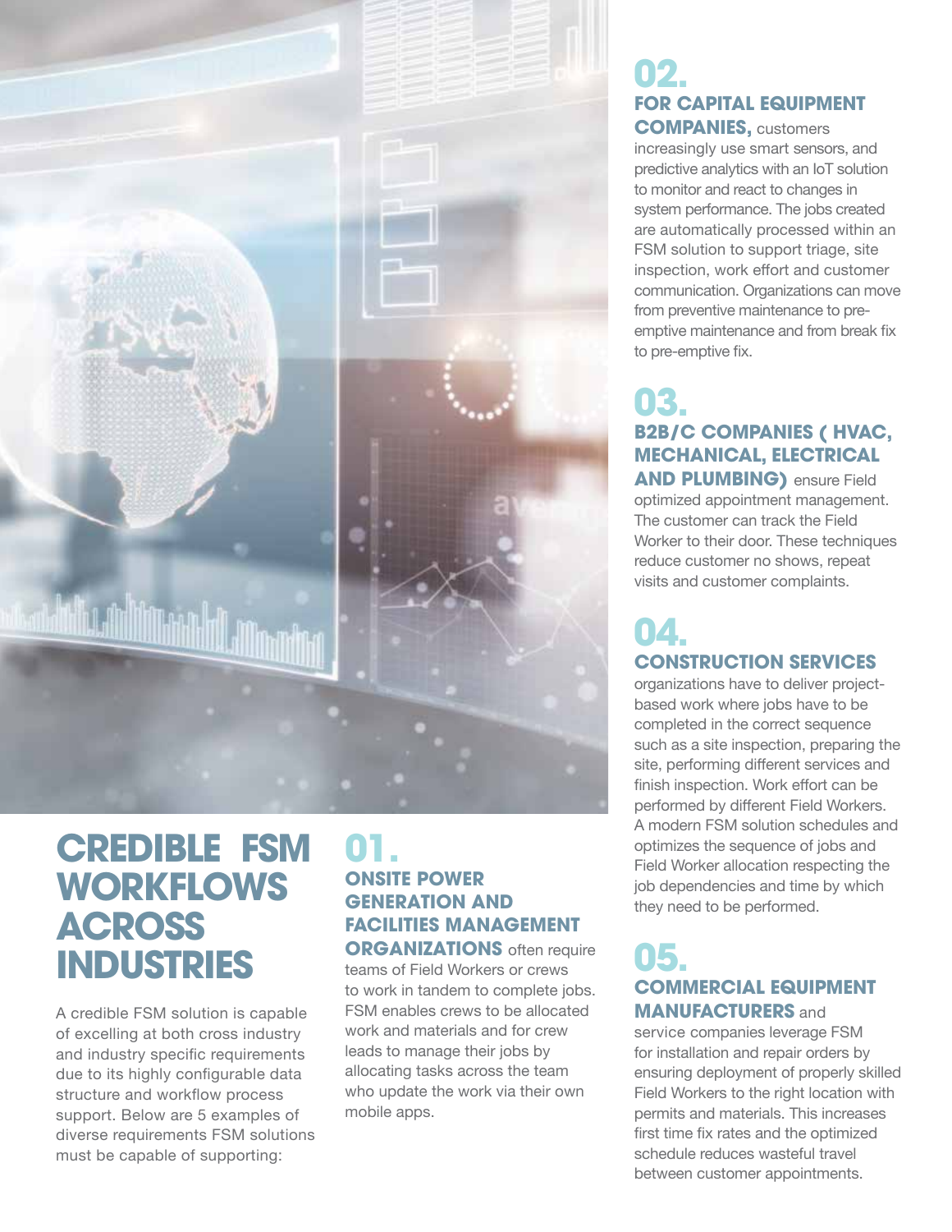# CREDIBLE FSM WORKFLOWS ACROSS INDUSTRIES

A credible FSM solution is capable of excelling at both cross industry and industry specific requirements due to its highly configurable data structure and workflow process support. Below are 5 examples of diverse requirements FSM solutions must be capable of supporting:

## 01.

**ONSITE POWER GENERATION AND FACILITIES MANAGEMENT ORGANIZATIONS** often require teams of Field Workers or crews to work in tandem to complete jobs. FSM enables crews to be allocated work and materials and for crew leads to manage their jobs by allocating tasks across the team who update the work via their own mobile apps.

## 02.

**FOR CAPITAL EQUIPMENT COMPANIES,** customers increasingly use smart sensors, and predictive analytics with an IoT solution to monitor and react to changes in system performance. The jobs created are automatically processed within an FSM solution to support triage, site inspection, work effort and customer communication. Organizations can move from preventive maintenance to pre-emptive maintenance and from break fix to pre-emptive fix.

## 03.

**B2B/C COMPANIES ( HVAC, MECHANICAL, ELECTRICAL AND PLUMBING)** ensure Field optimized appointment management. The customer can track the Field Worker to their door. These techniques reduce customer no shows, repeat visits and customer complaints.

## 04.

**CONSTRUCTION SERVICES** organizations have to deliver project-based work where jobs have to be completed in the correct sequence such as a site inspection, preparing the site, performing different services and finish inspection. Work effort can be performed by different Field Workers. A modern FSM solution schedules and optimizes the sequence of jobs and Field Worker allocation respecting the job dependencies and time by which they need to be performed.

## 05.

**COMMERCIAL EQUIPMENT MANUFACTURERS** and service companies leverage FSM for installation and repair orders by ensuring deployment of properly skilled Field Workers to the right location with permits and materials. This increases first time fix rates and the optimized schedule reduces wasteful travel between customer appointments.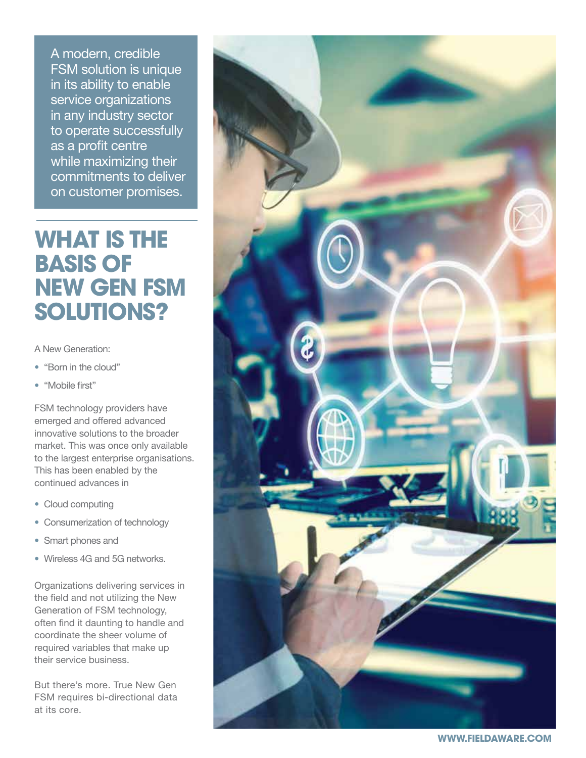A modern, credible FSM solution is unique in its ability to enable service organizations in any industry sector to operate successfully as a profit centre while maximizing their commitments to deliver on customer promises.

## WHAT IS THE BASIS OF NEW GEN FSM SOLUTIONS?

A New Generation:

- "Born in the cloud"
- "Mobile first"

FSM technology providers have emerged and offered advanced innovative solutions to the broader market. This was once only available to the largest enterprise organisations. This has been enabled by the continued advances in

- Cloud computing
- Consumerization of technology
- Smart phones and
- Wireless 4G and 5G networks.

Organizations delivering services in the field and not utilizing the New Generation of FSM technology, often find it daunting to handle and coordinate the sheer volume of required variables that make up their service business.

But there's more. True New Gen FSM requires bi-directional data at its core.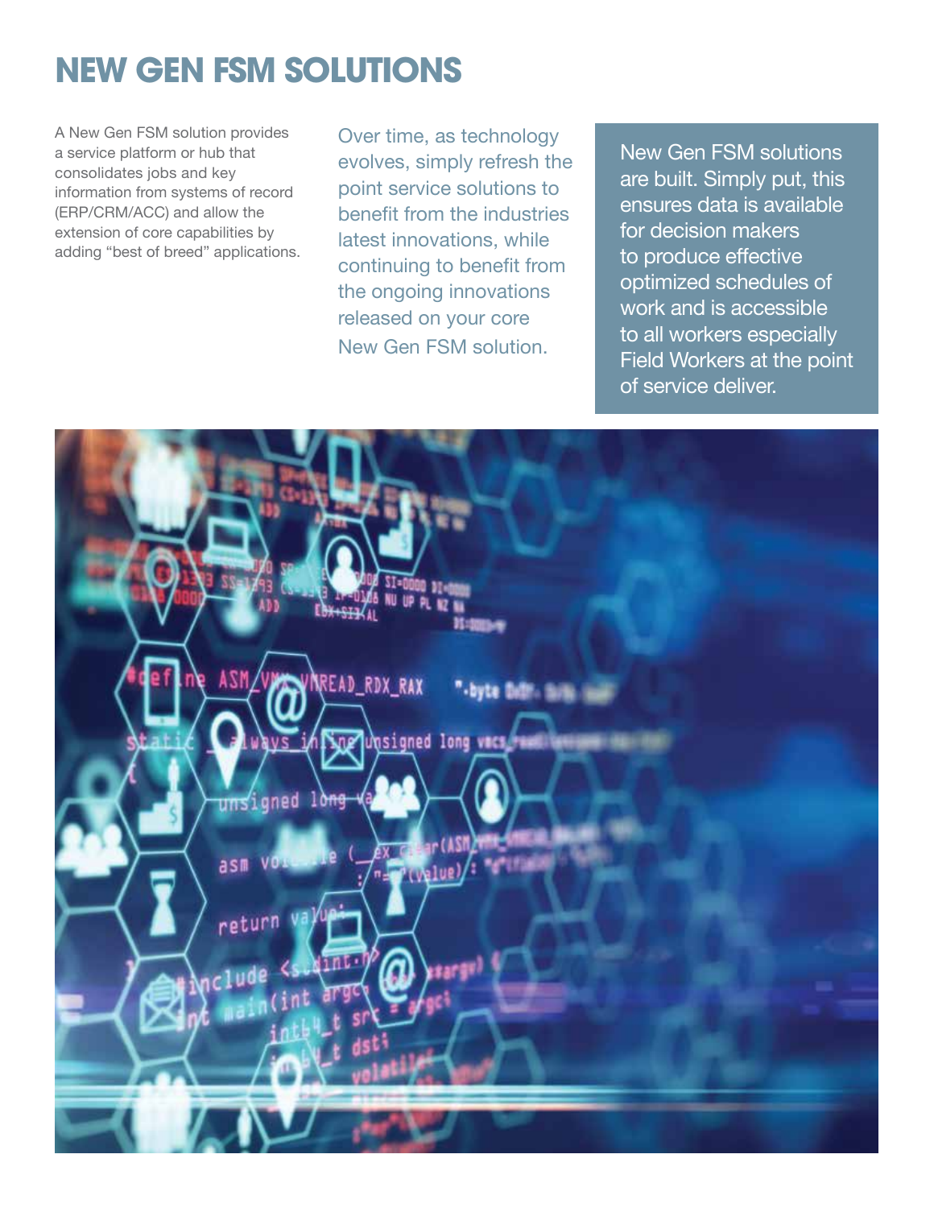# NEW GEN FSM SOLUTIONS

A New Gen FSM solution provides a service platform or hub that consolidates jobs and key information from systems of record (ERP/CRM/ACC) and allow the extension of core capabilities by adding "best of breed" applications.

Over time, as technology evolves, simply refresh the point service solutions to benefit from the industries latest innovations, while continuing to benefit from the ongoing innovations released on your core New Gen FSM solution.

New Gen FSM solutions are built. Simply put, this ensures data is available for decision makers to produce effective optimized schedules of work and is accessible to all workers especially Field Workers at the point of service deliver.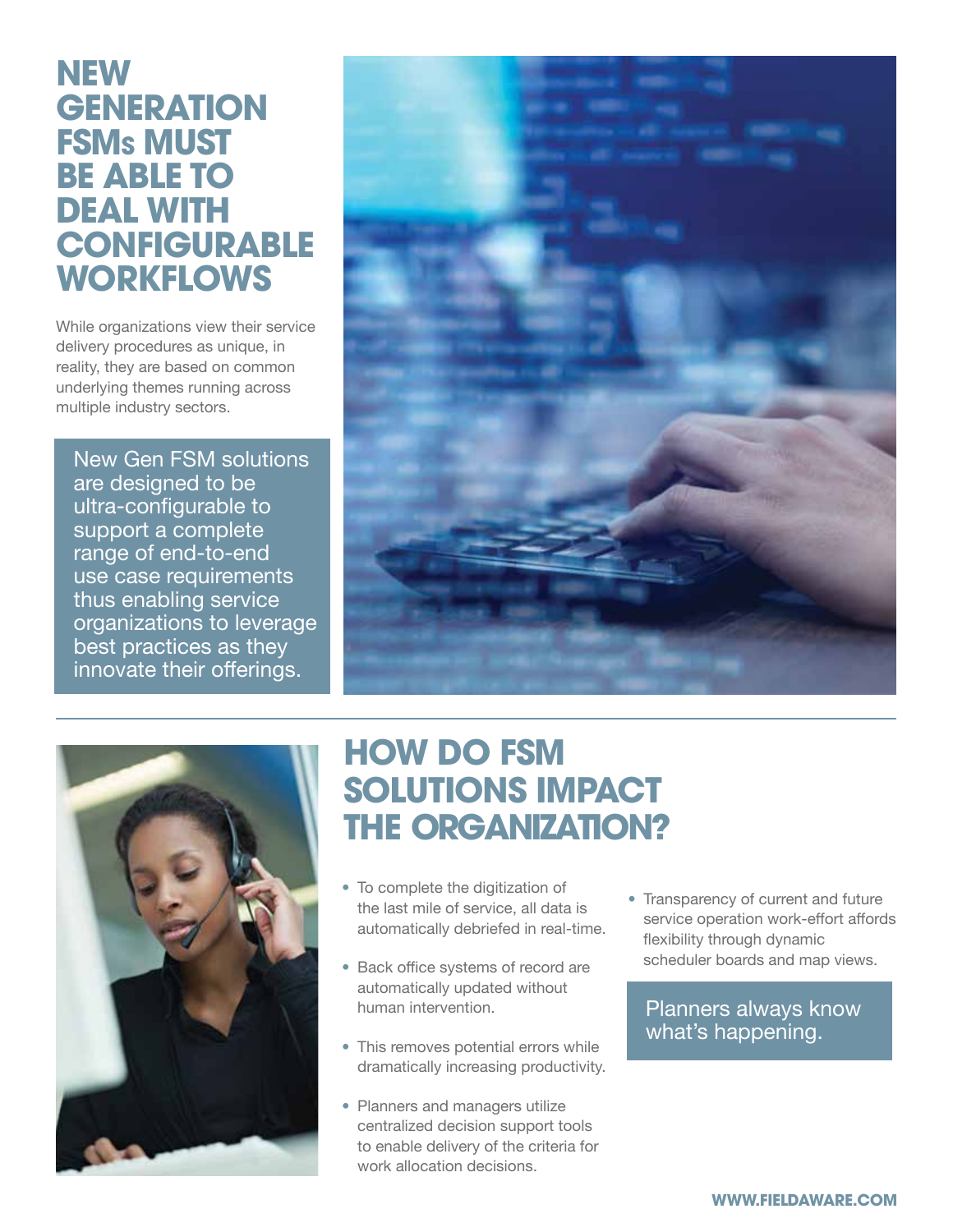# NEW GENERATION FSMs MUST BE ABLE TO DEAL WITH CONFIGURABLE WORKFLOWS

While organizations view their service delivery procedures as unique, in reality, they are based on common underlying themes running across multiple industry sectors.

New Gen FSM solutions are designed to be ultra-configurable to support a complete range of end-to-end use case requirements thus enabling service organizations to leverage best practices as they innovate their offerings.

# HOW DO FSM SOLUTIONS IMPACT THE ORGANIZATION?

- To complete the digitization of the last mile of service, all data is automatically debriefed in real-time.
- Back office systems of record are automatically updated without human intervention.
- This removes potential errors while dramatically increasing productivity.
- Planners and managers utilize centralized decision support tools to enable delivery of the criteria for work allocation decisions.
- Transparency of current and future service operation work-effort affords flexibility through dynamic scheduler boards and map views.

Planners always know what's happening.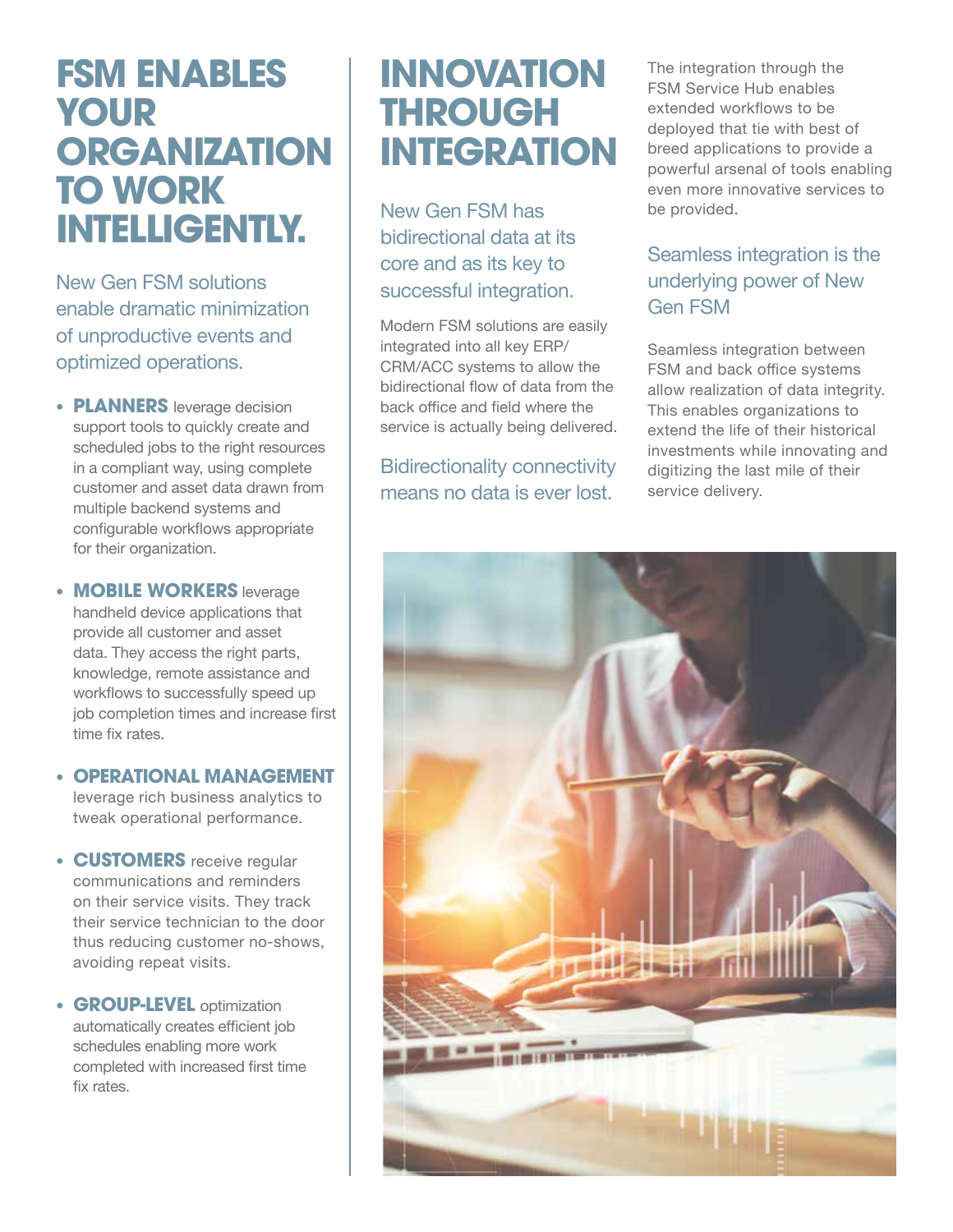# FSM ENABLES YOUR ORGANIZATION TO WORK INTELLIGENTLY.

New Gen FSM solutions enable dramatic minimization of unproductive events and optimized operations.

- **PLANNERS** leverage decision support tools to quickly create and scheduled jobs to the right resources in a compliant way, using complete customer and asset data drawn from multiple backend systems and configurable workflows appropriate for their organization.
- **MOBILE WORKERS** leverage handheld device applications that provide all customer and asset data. They access the right parts, knowledge, remote assistance and workflows to successfully speed up job completion times and increase first time fix rates.
- **OPERATIONAL MANAGEMENT** leverage rich business analytics to tweak operational performance.
- **CUSTOMERS** receive regular communications and reminders on their service visits. They track their service technician to the door thus reducing customer no-shows, avoiding repeat visits.
- **GROUP-LEVEL** optimization automatically creates efficient job schedules enabling more work completed with increased first time fix rates.

# INNOVATION THROUGH INTEGRATION

New Gen FSM has bidirectional data at its core and as its key to successful integration.

Modern FSM solutions are easily integrated into all key ERP/CRM/ACC systems to allow the bidirectional flow of data from the back office and field where the service is actually being delivered.

Bidirectionality connectivity means no data is ever lost.

The integration through the FSM Service Hub enables extended workflows to be deployed that tie with best of breed applications to provide a powerful arsenal of tools enabling even more innovative services to be provided.

Seamless integration is the underlying power of New Gen FSM

Seamless integration between FSM and back office systems allow realization of data integrity. This enables organizations to extend the life of their historical investments while innovating and digitizing the last mile of their service delivery.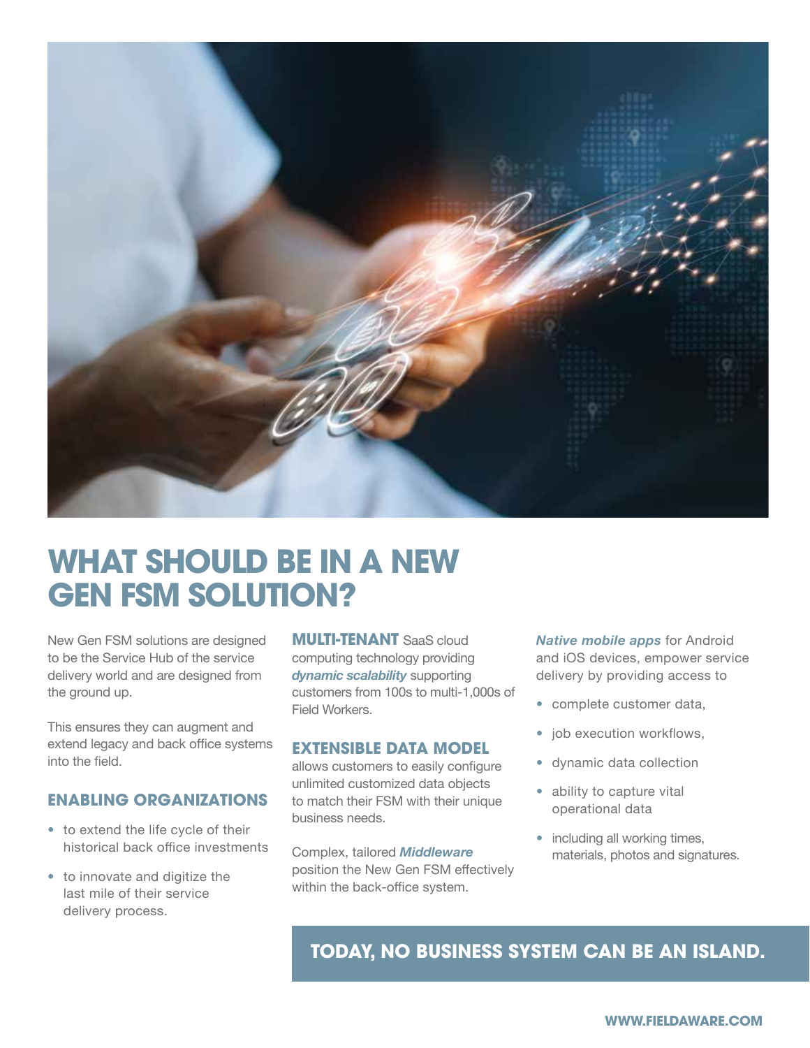# WHAT SHOULD BE IN A NEW GEN FSM SOLUTION?

New Gen FSM solutions are designed to be the Service Hub of the service delivery world and are designed from the ground up.

This ensures they can augment and extend legacy and back office systems into the field.

## ENABLING ORGANIZATIONS

- to extend the life cycle of their historical back office investments
- to innovate and digitize the last mile of their service delivery process.

**MULTI-TENANT** SaaS cloud computing technology providing ***dynamic scalability*** supporting customers from 100s to multi-1,000s of Field Workers.

## EXTENSIBLE DATA MODEL

allows customers to easily configure unlimited customized data objects to match their FSM with their unique business needs.

Complex, tailored ***Middleware*** position the New Gen FSM effectively within the back-office system.

***Native mobile apps*** for Android and iOS devices, empower service delivery by providing access to

- complete customer data,
- job execution workflows,
- dynamic data collection
- ability to capture vital operational data
- including all working times, materials, photos and signatures.

**TODAY, NO BUSINESS SYSTEM CAN BE AN ISLAND.**

**WWW.FIELDAWARE.COM**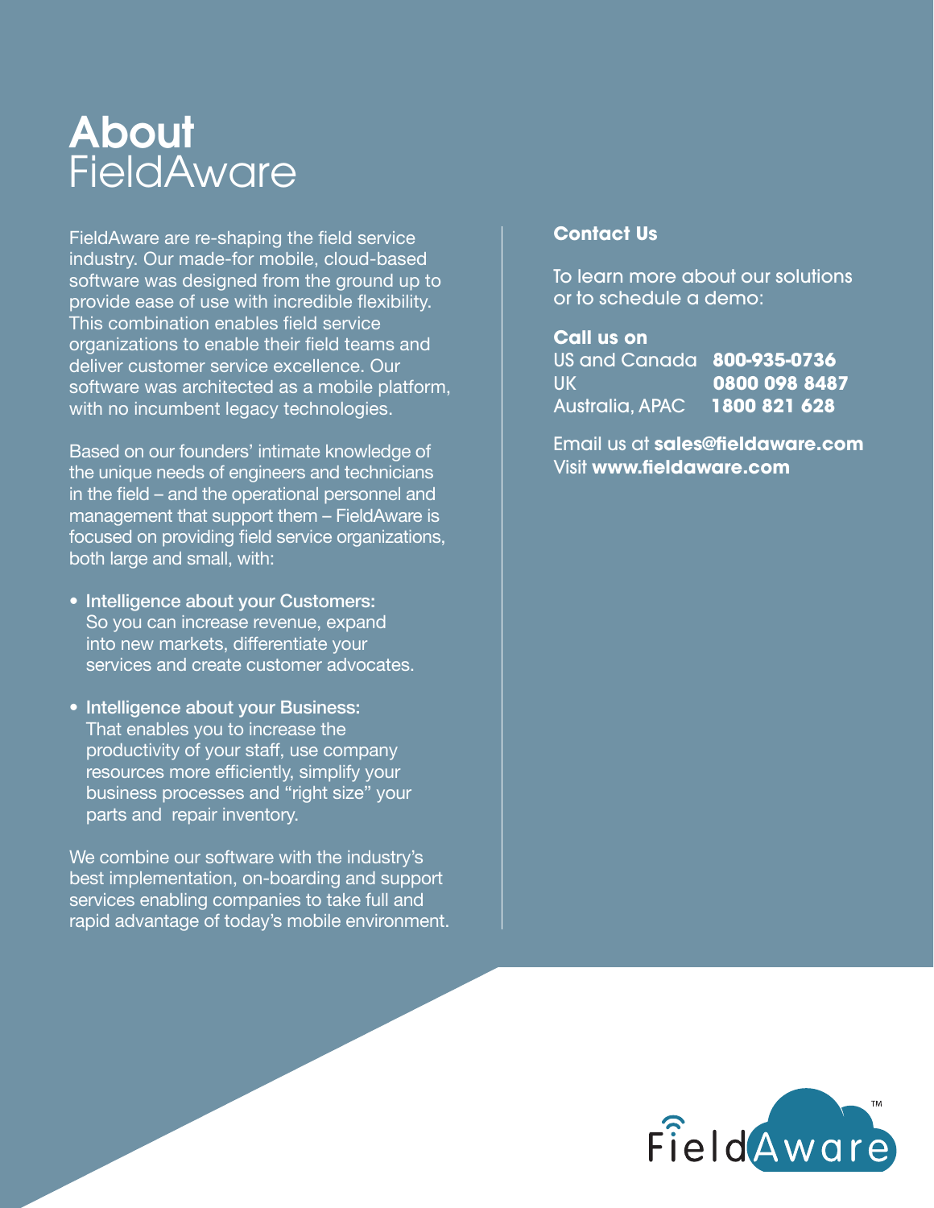# About FieldAware

FieldAware are re-shaping the field service industry. Our made-for mobile, cloud-based software was designed from the ground up to provide ease of use with incredible flexibility. This combination enables field service organizations to enable their field teams and deliver customer service excellence. Our software was architected as a mobile platform, with no incumbent legacy technologies.

Based on our founders' intimate knowledge of the unique needs of engineers and technicians in the field – and the operational personnel and management that support them – FieldAware is focused on providing field service organizations, both large and small, with:

- **Intelligence about your Customers:** So you can increase revenue, expand into new markets, differentiate your services and create customer advocates.
- **Intelligence about your Business:** That enables you to increase the productivity of your staff, use company resources more efficiently, simplify your business processes and "right size" your parts and repair inventory.

We combine our software with the industry's best implementation, on-boarding and support services enabling companies to take full and rapid advantage of today's mobile environment.

**Contact Us**

To learn more about our solutions or to schedule a demo:

**Call us on**

US and Canada **800-935-0736**
UK **0800 098 8487**
Australia, APAC **1800 821 628**

Email us at **sales@fieldaware.com**
Visit **www.fieldaware.com**

FieldAware™